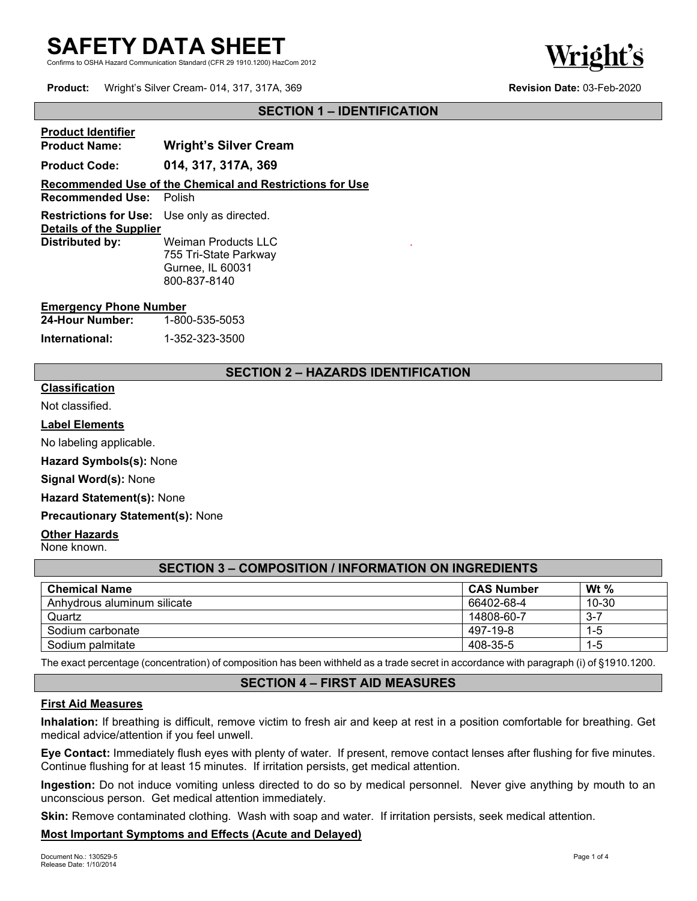# SAFETY DATA SHEET

Confirms to OSHA Hazard Communication Standard (CFR 29 1910.1200) HazCom 2012

**Product:** Wright's Silver Cream- 014, 317, 317A, 369 **Revision Date:** 03-Feb-2020

## SECTION 1 – IDENTIFICATION

**Product Identifier**

**Product Name:** **Wright's Silver Cream**

**Product Code:** **014, 317, 317A, 369**

**Recommended Use of the Chemical and Restrictions for Use**

**Recommended Use:** Polish

**Restrictions for Use:** Use only as directed.

**Details of the Supplier**

**Distributed by:** Weiman Products LLC
755 Tri-State Parkway
Gurnee, IL 60031
800-837-8140

**Emergency Phone Number**

**24-Hour Number:** 1-800-535-5053

**International:** 1-352-323-3500

## SECTION 2 – HAZARDS IDENTIFICATION

**Classification**

Not classified.

**Label Elements**

No labeling applicable.

**Hazard Symbols(s):** None

**Signal Word(s):** None

**Hazard Statement(s):** None

**Precautionary Statement(s):** None

**Other Hazards**

None known.

## SECTION 3 – COMPOSITION / INFORMATION ON INGREDIENTS

| Chemical Name | CAS Number | Wt % |
|---|---|---|
| Anhydrous aluminum silicate | 66402-68-4 | 10-30 |
| Quartz | 14808-60-7 | 3-7 |
| Sodium carbonate | 497-19-8 | 1-5 |
| Sodium palmitate | 408-35-5 | 1-5 |

The exact percentage (concentration) of composition has been withheld as a trade secret in accordance with paragraph (i) of §1910.1200.

## SECTION 4 – FIRST AID MEASURES

**First Aid Measures**

**Inhalation:** If breathing is difficult, remove victim to fresh air and keep at rest in a position comfortable for breathing. Get medical advice/attention if you feel unwell.

**Eye Contact:** Immediately flush eyes with plenty of water. If present, remove contact lenses after flushing for five minutes. Continue flushing for at least 15 minutes. If irritation persists, get medical attention.

**Ingestion:** Do not induce vomiting unless directed to do so by medical personnel. Never give anything by mouth to an unconscious person. Get medical attention immediately.

**Skin:** Remove contaminated clothing. Wash with soap and water. If irritation persists, seek medical attention.

**Most Important Symptoms and Effects (Acute and Delayed)**

Document No.: 130529-5
Release Date: 1/10/2014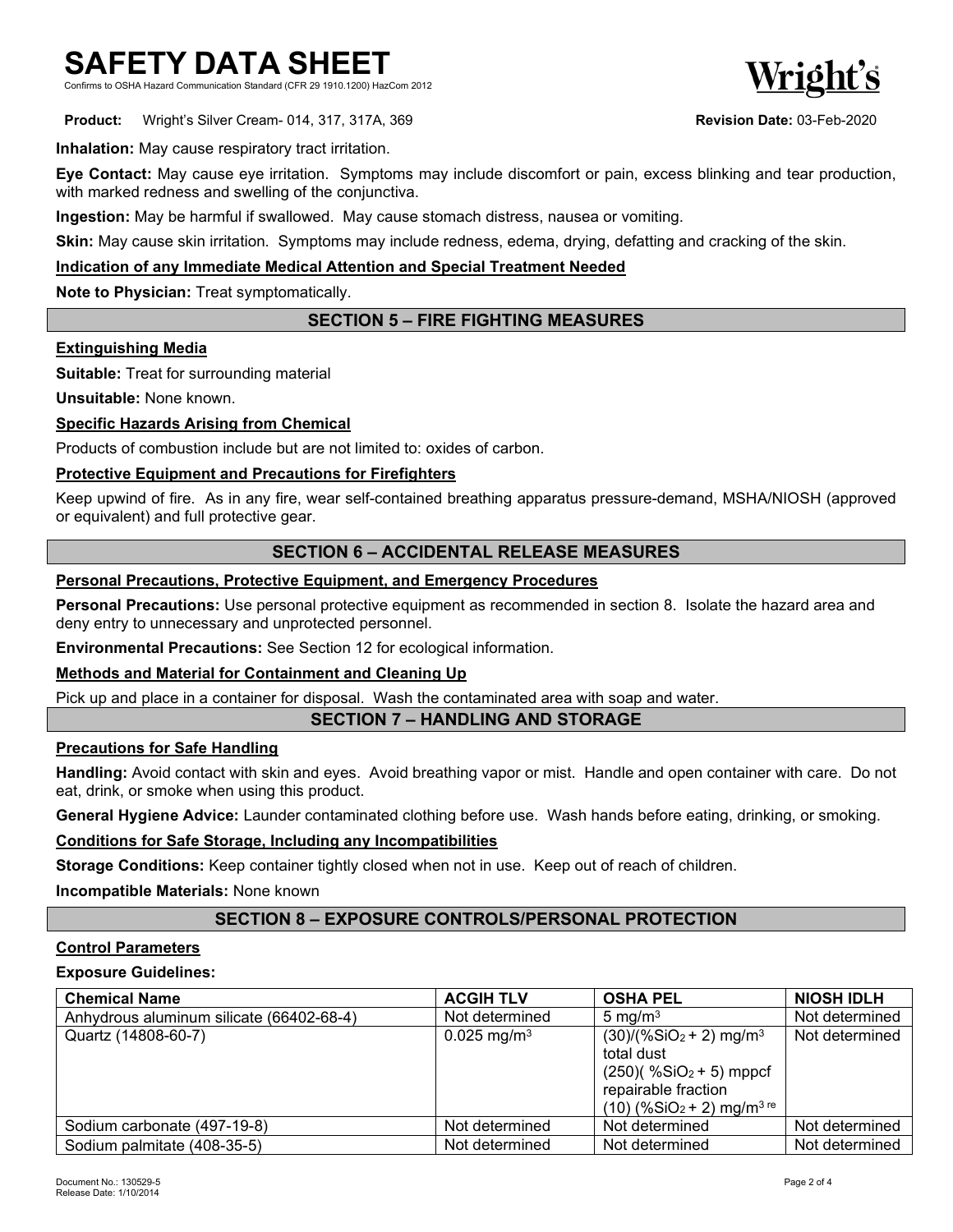**Inhalation:** May cause respiratory tract irritation.

**Eye Contact:** May cause eye irritation. Symptoms may include discomfort or pain, excess blinking and tear production, with marked redness and swelling of the conjunctiva.

**Ingestion:** May be harmful if swallowed. May cause stomach distress, nausea or vomiting.

**Skin:** May cause skin irritation. Symptoms may include redness, edema, drying, defatting and cracking of the skin.

**Indication of any Immediate Medical Attention and Special Treatment Needed**

**Note to Physician:** Treat symptomatically.

## SECTION 5 – FIRE FIGHTING MEASURES

**Extinguishing Media**

**Suitable:** Treat for surrounding material

**Unsuitable:** None known.

**Specific Hazards Arising from Chemical**

Products of combustion include but are not limited to: oxides of carbon.

**Protective Equipment and Precautions for Firefighters**

Keep upwind of fire. As in any fire, wear self-contained breathing apparatus pressure-demand, MSHA/NIOSH (approved or equivalent) and full protective gear.

## SECTION 6 – ACCIDENTAL RELEASE MEASURES

**Personal Precautions, Protective Equipment, and Emergency Procedures**

**Personal Precautions:** Use personal protective equipment as recommended in section 8. Isolate the hazard area and deny entry to unnecessary and unprotected personnel.

**Environmental Precautions:** See Section 12 for ecological information.

**Methods and Material for Containment and Cleaning Up**

Pick up and place in a container for disposal. Wash the contaminated area with soap and water.

## SECTION 7 – HANDLING AND STORAGE

**Precautions for Safe Handling**

**Handling:** Avoid contact with skin and eyes. Avoid breathing vapor or mist. Handle and open container with care. Do not eat, drink, or smoke when using this product.

**General Hygiene Advice:** Launder contaminated clothing before use. Wash hands before eating, drinking, or smoking.

**Conditions for Safe Storage, Including any Incompatibilities**

**Storage Conditions:** Keep container tightly closed when not in use. Keep out of reach of children.

**Incompatible Materials:** None known

## SECTION 8 – EXPOSURE CONTROLS/PERSONAL PROTECTION

**Control Parameters**

**Exposure Guidelines:**

| Chemical Name | ACGIH TLV | OSHA PEL | NIOSH IDLH |
|---|---|---|---|
| Anhydrous aluminum silicate (66402-68-4) | Not determined | 5 mg/m$^3$ | Not determined |
| Quartz (14808-60-7) | 0.025 mg/m$^3$ | (30)/(%$SiO_2$ + 2) mg/m$^3$ total dust (250)( %$SiO_2$ + 5) mppcf repairable fraction (10) (%$SiO_2$ + 2) mg/m$^{3\ re}$ | Not determined |
| Sodium carbonate (497-19-8) | Not determined | Not determined | Not determined |
| Sodium palmitate (408-35-5) | Not determined | Not determined | Not determined |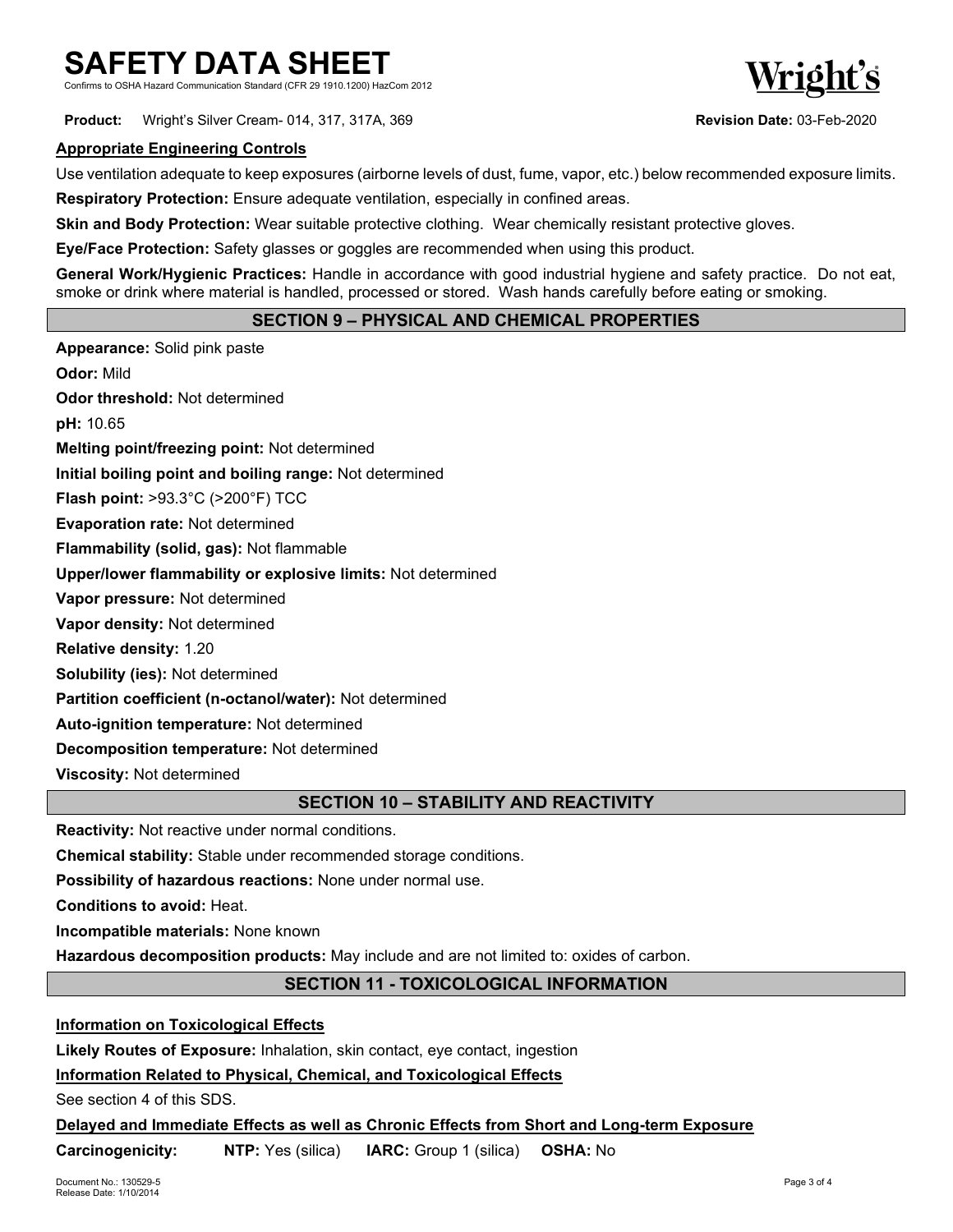**Appropriate Engineering Controls**

Use ventilation adequate to keep exposures (airborne levels of dust, fume, vapor, etc.) below recommended exposure limits.

**Respiratory Protection:** Ensure adequate ventilation, especially in confined areas.

**Skin and Body Protection:** Wear suitable protective clothing. Wear chemically resistant protective gloves.

**Eye/Face Protection:** Safety glasses or goggles are recommended when using this product.

**General Work/Hygienic Practices:** Handle in accordance with good industrial hygiene and safety practice. Do not eat, smoke or drink where material is handled, processed or stored. Wash hands carefully before eating or smoking.

## SECTION 9 – PHYSICAL AND CHEMICAL PROPERTIES

**Appearance:** Solid pink paste

**Odor:** Mild

**Odor threshold:** Not determined

**pH:** 10.65

**Melting point/freezing point:** Not determined

**Initial boiling point and boiling range:** Not determined

**Flash point:** >93.3°C (>200°F) TCC

**Evaporation rate:** Not determined

**Flammability (solid, gas):** Not flammable

**Upper/lower flammability or explosive limits:** Not determined

**Vapor pressure:** Not determined

**Vapor density:** Not determined

**Relative density:** 1.20

**Solubility (ies):** Not determined

**Partition coefficient (n-octanol/water):** Not determined

**Auto-ignition temperature:** Not determined

**Decomposition temperature:** Not determined

**Viscosity:** Not determined

## SECTION 10 – STABILITY AND REACTIVITY

**Reactivity:** Not reactive under normal conditions.

**Chemical stability:** Stable under recommended storage conditions.

**Possibility of hazardous reactions:** None under normal use.

**Conditions to avoid:** Heat.

**Incompatible materials:** None known

**Hazardous decomposition products:** May include and are not limited to: oxides of carbon.

## SECTION 11 - TOXICOLOGICAL INFORMATION

**Information on Toxicological Effects**

**Likely Routes of Exposure:** Inhalation, skin contact, eye contact, ingestion

**Information Related to Physical, Chemical, and Toxicological Effects**

See section 4 of this SDS.

**Delayed and Immediate Effects as well as Chronic Effects from Short and Long-term Exposure**

**Carcinogenicity:** **NTP:** Yes (silica) **IARC:** Group 1 (silica) **OSHA:** No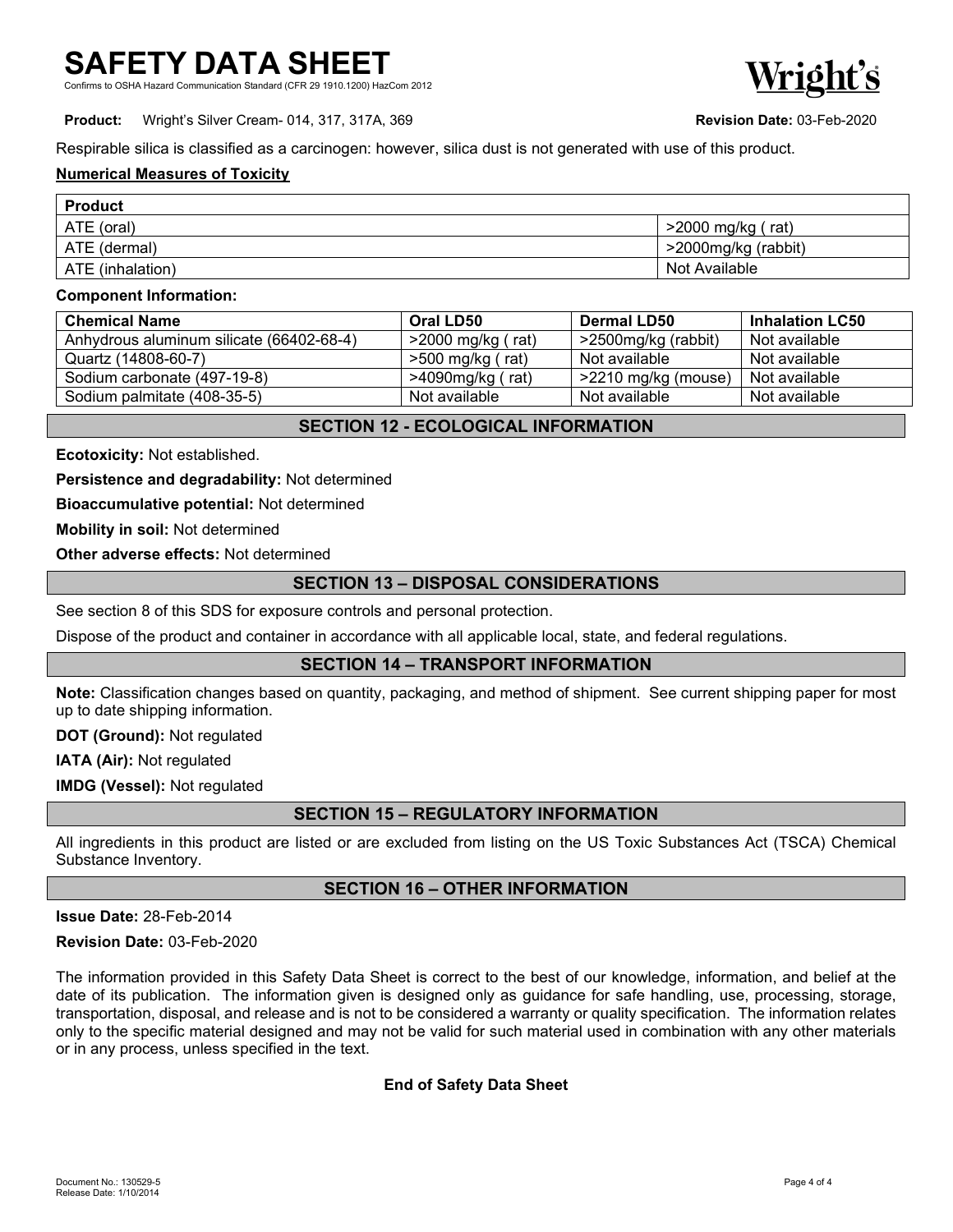Respirable silica is classified as a carcinogen: however, silica dust is not generated with use of this product.

**Numerical Measures of Toxicity**

| Product | |
|---|---|
| ATE (oral) | >2000 mg/kg ( rat) |
| ATE (dermal) | >2000mg/kg (rabbit) |
| ATE (inhalation) | Not Available |

**Component Information:**

| Chemical Name | Oral LD50 | Dermal LD50 | Inhalation LC50 |
|---|---|---|---|
| Anhydrous aluminum silicate (66402-68-4) | >2000 mg/kg ( rat) | >2500mg/kg (rabbit) | Not available |
| Quartz (14808-60-7) | >500 mg/kg ( rat) | Not available | Not available |
| Sodium carbonate (497-19-8) | >4090mg/kg ( rat) | >2210 mg/kg (mouse) | Not available |
| Sodium palmitate (408-35-5) | Not available | Not available | Not available |

## SECTION 12 - ECOLOGICAL INFORMATION

**Ecotoxicity:** Not established.

**Persistence and degradability:** Not determined

**Bioaccumulative potential:** Not determined

**Mobility in soil:** Not determined

**Other adverse effects:** Not determined

## SECTION 13 – DISPOSAL CONSIDERATIONS

See section 8 of this SDS for exposure controls and personal protection.

Dispose of the product and container in accordance with all applicable local, state, and federal regulations.

## SECTION 14 – TRANSPORT INFORMATION

**Note:** Classification changes based on quantity, packaging, and method of shipment. See current shipping paper for most up to date shipping information.

**DOT (Ground):** Not regulated

**IATA (Air):** Not regulated

**IMDG (Vessel):** Not regulated

## SECTION 15 – REGULATORY INFORMATION

All ingredients in this product are listed or are excluded from listing on the US Toxic Substances Act (TSCA) Chemical Substance Inventory.

## SECTION 16 – OTHER INFORMATION

**Issue Date:** 28-Feb-2014

**Revision Date:** 03-Feb-2020

The information provided in this Safety Data Sheet is correct to the best of our knowledge, information, and belief at the date of its publication. The information given is designed only as guidance for safe handling, use, processing, storage, transportation, disposal, and release and is not to be considered a warranty or quality specification. The information relates only to the specific material designed and may not be valid for such material used in combination with any other materials or in any process, unless specified in the text.

**End of Safety Data Sheet**